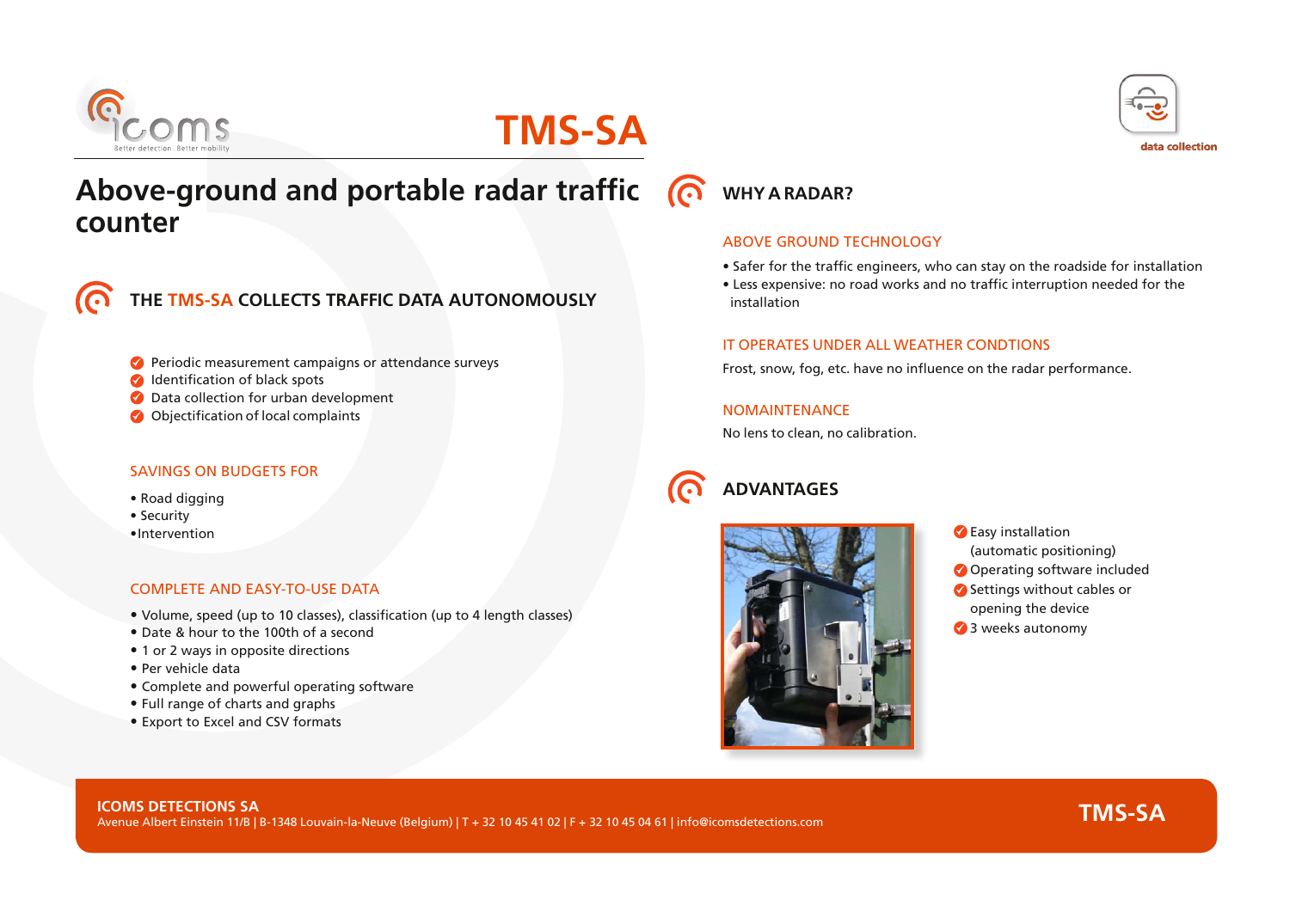# TMS-SA

## Above-ground and portable radar traffic counter

### THE TMS-SA COLLECTS TRAFFIC DATA AUTONOMOUSLY

- Periodic measurement campaigns or attendance surveys
- Identification of black spots
- Data collection for urban development
- Objectification of local complaints

#### SAVINGS ON BUDGETS FOR

- Road digging
- Security
- Intervention

#### COMPLETE AND EASY-TO-USE DATA

- Volume, speed (up to 10 classes), classification (up to 4 length classes)
- Date & hour to the 100th of a second
- 1 or 2 ways in opposite directions
- Per vehicle data
- Complete and powerful operating software
- Full range of charts and graphs
- Export to Excel and CSV formats

### WHY A RADAR?

#### ABOVE GROUND TECHNOLOGY

- Safer for the traffic engineers, who can stay on the roadside for installation
- Less expensive: no road works and no traffic interruption needed for the installation

#### IT OPERATES UNDER ALL WEATHER CONDTIONS

Frost, snow, fog, etc. have no influence on the radar performance.

#### NOMAINTENANCE

No lens to clean, no calibration.

### ADVANTAGES

- Easy installation (automatic positioning)
- Operating software included
- Settings without cables or opening the device
- 3 weeks autonomy

**ICOMS DETECTIONS SA**
Avenue Albert Einstein 11/B | B-1348 Louvain-la-Neuve (Belgium) | T + 32 10 45 41 02 | F + 32 10 45 04 61 | info@icomsdetections.com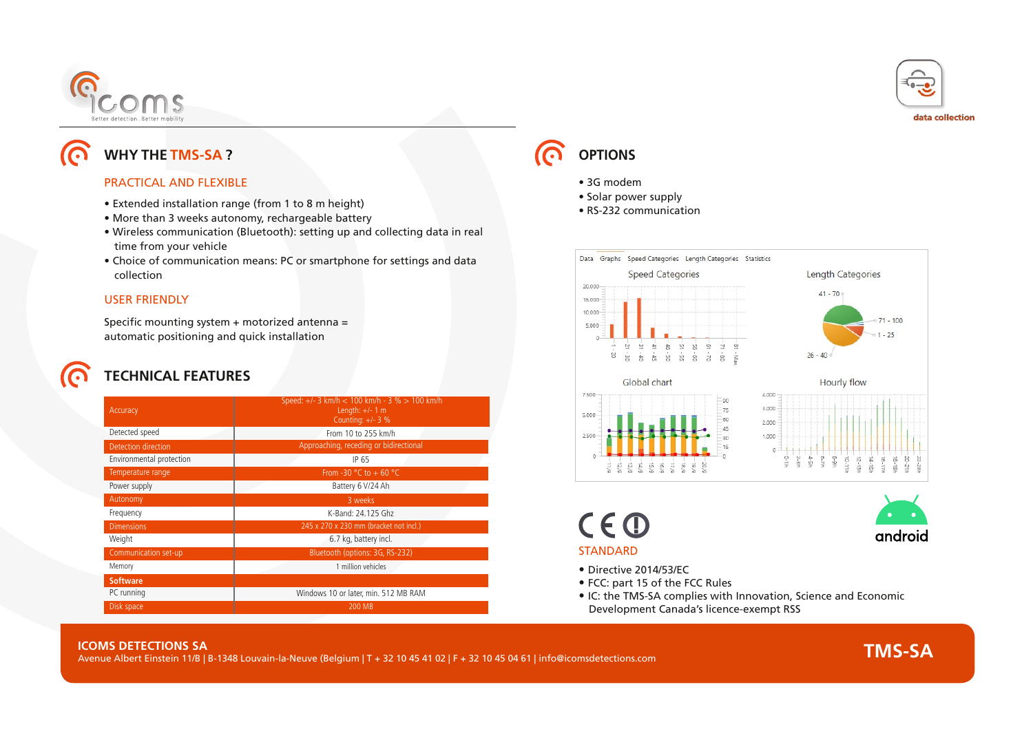# WHY THE TMS-SA ?

## PRACTICAL AND FLEXIBLE

- Extended installation range (from 1 to 8 m height)
- More than 3 weeks autonomy, rechargeable battery
- Wireless communication (Bluetooth): setting up and collecting data in real time from your vehicle
- Choice of communication means: PC or smartphone for settings and data collection

## USER FRIENDLY

Specific mounting system + motorized antenna = automatic positioning and quick installation

# TECHNICAL FEATURES

| | |
|---|---|
| Accuracy | Speed: +/- 3 km/h < 100 km/h - 3 % > 100 km/h<br>Length: +/- 1 m<br>Counting: +/- 3 % |
| Detected speed | From 10 to 255 km/h |
| Detection direction | Approaching, receding or bidirectional |
| Environmental protection | IP 65 |
| Temperature range | From -30 °C to + 60 °C |
| Power supply | Battery 6 V/24 Ah |
| Autonomy | 3 weeks |
| Frequency | K-Band: 24.125 Ghz |
| Dimensions | 245 x 270 x 230 mm (bracket not incl.) |
| Weight | 6.7 kg, battery incl. |
| Communication set-up | Bluetooth (options: 3G, RS-232) |
| Memory | 1 million vehicles |
| **Software** | |
| PC running | Windows 10 or later, min. 512 MB RAM |
| Disk space | 200 MB |

data collection

# OPTIONS

- 3G modem
- Solar power supply
- RS-232 communication

Data Graphs Speed Categories Length Categories Statistics

Speed Categories

20.000
15.000
10.000
5.000
0

1 - 20, 21 - 30, 31 - 40, 41 - 45, 46 - 50, 51 - 55, 56 - 60, 61 - 70, 71 - 80, 81 - Max

Length Categories

41 - 70
71 - 100
1 - 25
26 - 40

Global chart

7.500
5.000
2.500
0

90, 75, 60, 45, 30, 15, 0

Hourly flow

4.000
3.000
2.000
1.000
0

0-1h, 2-3h, 4-5h, 6-7h, 8-9h, 10-11h, 12-13h, 14-15h, 16-17h, 18-19h, 20-21h, 22-23h

android

## STANDARD

- Directive 2014/53/EC
- FCC: part 15 of the FCC Rules
- IC: the TMS-SA complies with Innovation, Science and Economic Development Canada's licence-exempt RSS

**ICOMS DETECTIONS SA**
Avenue Albert Einstein 11/B | B-1348 Louvain-la-Neuve (Belgium | T + 32 10 45 41 02 | F + 32 10 45 04 61 | info@icomsdetections.com

**TMS-SA**